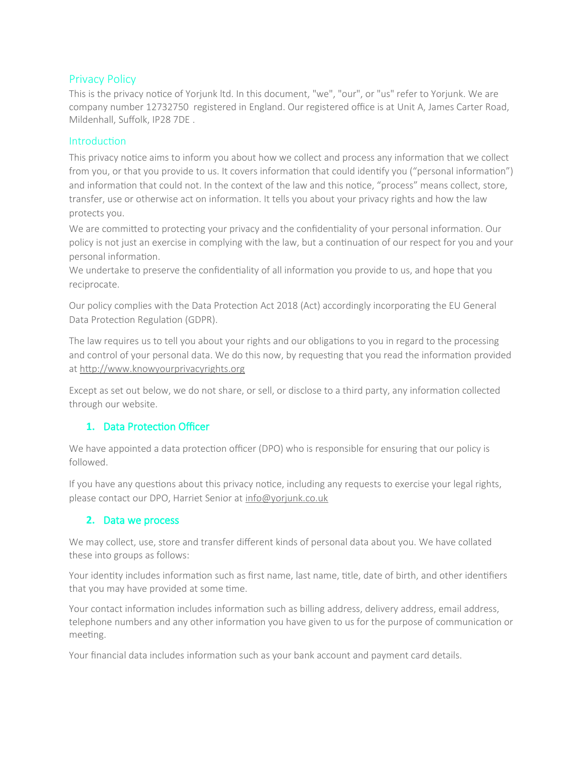# Privacy Policy

This is the privacy notice of Yorjunk ltd. In this document, "we", "our", or "us" refer to Yorjunk. We are company number 12732750 registered in England. Our registered office is at Unit A, James Carter Road, Mildenhall, Suffolk, IP28 7DE .

## Introduction

This privacy notice aims to inform you about how we collect and process any information that we collect from you, or that you provide to us. It covers information that could identify you ("personal information") and information that could not. In the context of the law and this notice, "process" means collect, store, transfer, use or otherwise act on information. It tells you about your privacy rights and how the law protects you.

We are committed to protecting your privacy and the confidentiality of your personal information. Our policy is not just an exercise in complying with the law, but a continuation of our respect for you and your personal information.

We undertake to preserve the confidentiality of all information you provide to us, and hope that you reciprocate.

Our policy complies with the Data Protection Act 2018 (Act) accordingly incorporating the EU General Data Protection Regulation (GDPR).

The law requires us to tell you about your rights and our obligations to you in regard to the processing and control of your personal data. We do this now, by requesting that you read the information provided at http://www.knowyourprivacyrights.org

Except as set out below, we do not share, or sell, or disclose to a third party, any information collected through our website.

## 1. Data Protection Officer

We have appointed a data protection officer (DPO) who is responsible for ensuring that our policy is followed.

If you have any questions about this privacy notice, including any requests to exercise your legal rights, please contact our DPO, Harriet Senior at info@yorjunk.co.uk

## 2. Data we process

We may collect, use, store and transfer different kinds of personal data about you. We have collated these into groups as follows:

Your identity includes information such as first name, last name, title, date of birth, and other identifiers that you may have provided at some time.

Your contact information includes information such as billing address, delivery address, email address, telephone numbers and any other information you have given to us for the purpose of communication or meeting.

Your financial data includes information such as your bank account and payment card details.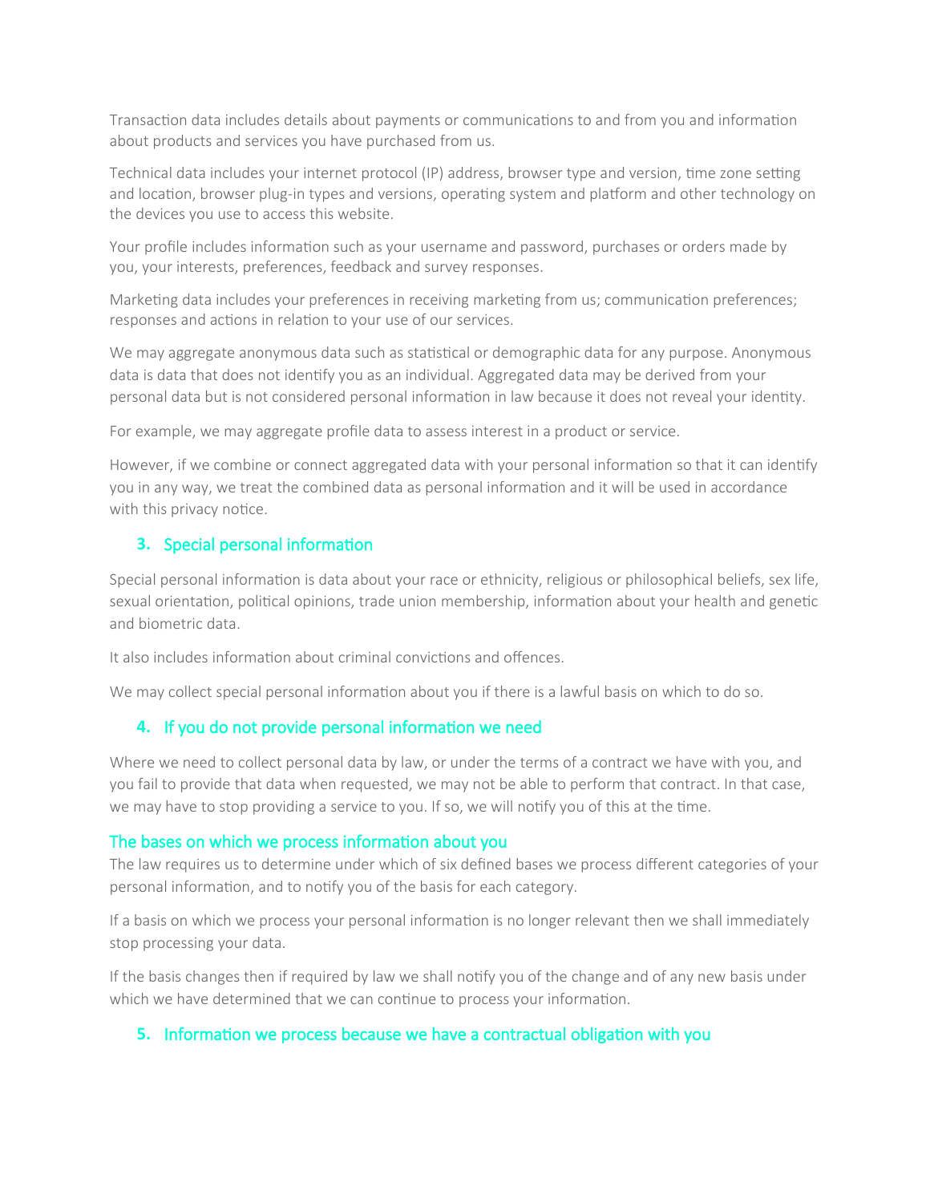Transaction data includes details about payments or communications to and from you and information about products and services you have purchased from us.

Technical data includes your internet protocol (IP) address, browser type and version, time zone setting and location, browser plug-in types and versions, operating system and platform and other technology on the devices you use to access this website.

Your profile includes information such as your username and password, purchases or orders made by you, your interests, preferences, feedback and survey responses.

Marketing data includes your preferences in receiving marketing from us; communication preferences; responses and actions in relation to your use of our services.

We may aggregate anonymous data such as statistical or demographic data for any purpose. Anonymous data is data that does not identify you as an individual. Aggregated data may be derived from your personal data but is not considered personal information in law because it does not reveal your identity.

For example, we may aggregate profile data to assess interest in a product or service.

However, if we combine or connect aggregated data with your personal information so that it can identify you in any way, we treat the combined data as personal information and it will be used in accordance with this privacy notice.

## 3. Special personal information

Special personal information is data about your race or ethnicity, religious or philosophical beliefs, sex life, sexual orientation, political opinions, trade union membership, information about your health and genetic and biometric data.

It also includes information about criminal convictions and offences.

We may collect special personal information about you if there is a lawful basis on which to do so.

## 4. If you do not provide personal information we need

Where we need to collect personal data by law, or under the terms of a contract we have with you, and you fail to provide that data when requested, we may not be able to perform that contract. In that case, we may have to stop providing a service to you. If so, we will notify you of this at the time.

## The bases on which we process information about you

The law requires us to determine under which of six defined bases we process different categories of your personal information, and to notify you of the basis for each category.

If a basis on which we process your personal information is no longer relevant then we shall immediately stop processing your data.

If the basis changes then if required by law we shall notify you of the change and of any new basis under which we have determined that we can continue to process your information.

## 5. Information we process because we have a contractual obligation with you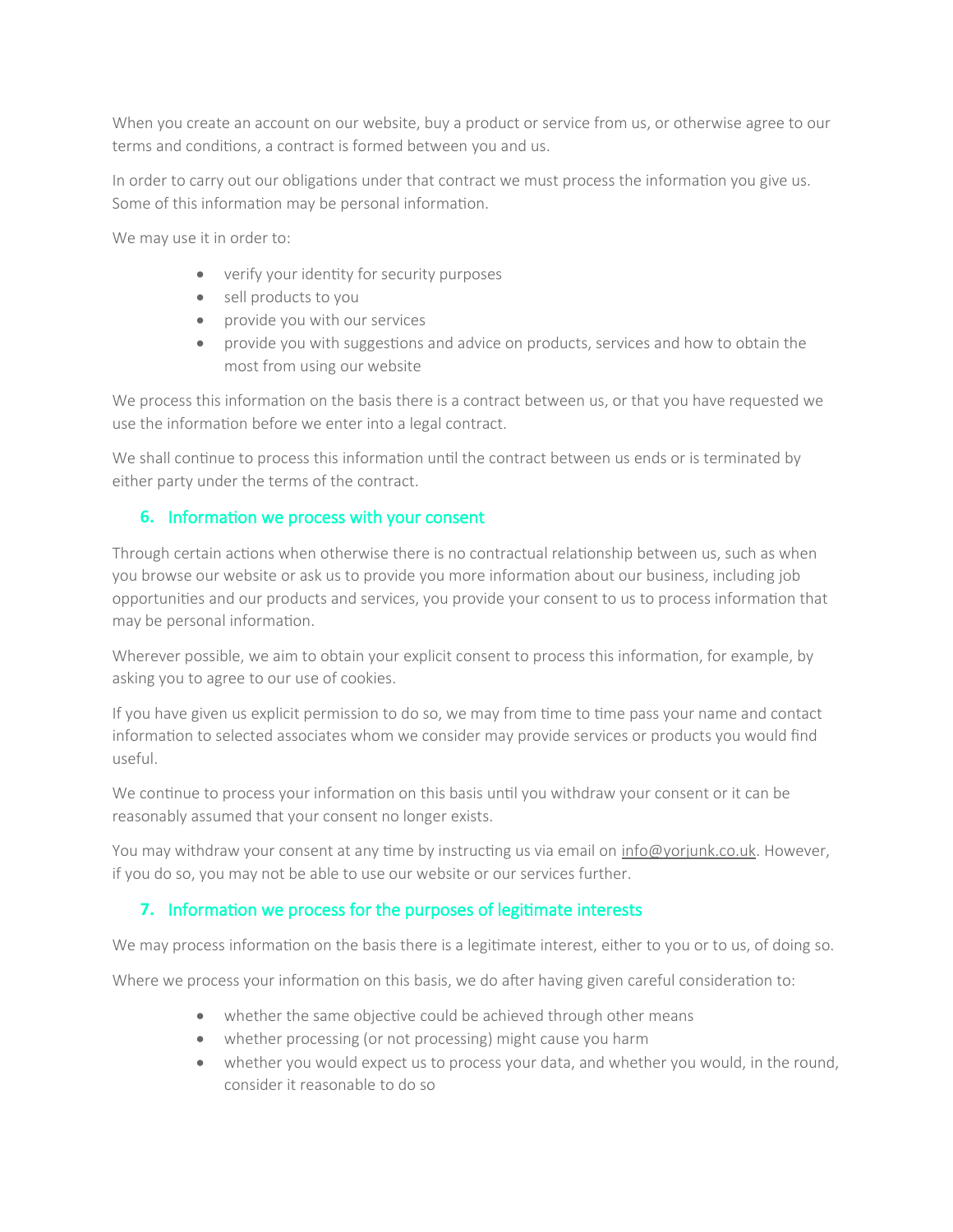When you create an account on our website, buy a product or service from us, or otherwise agree to our terms and conditions, a contract is formed between you and us.

In order to carry out our obligations under that contract we must process the information you give us. Some of this information may be personal information.

We may use it in order to:

- verify your identity for security purposes
- sell products to you
- provide you with our services
- provide you with suggestions and advice on products, services and how to obtain the most from using our website

We process this information on the basis there is a contract between us, or that you have requested we use the information before we enter into a legal contract.

We shall continue to process this information until the contract between us ends or is terminated by either party under the terms of the contract.

## 6. Information we process with your consent

Through certain actions when otherwise there is no contractual relationship between us, such as when you browse our website or ask us to provide you more information about our business, including job opportunities and our products and services, you provide your consent to us to process information that may be personal information.

Wherever possible, we aim to obtain your explicit consent to process this information, for example, by asking you to agree to our use of cookies.

If you have given us explicit permission to do so, we may from time to time pass your name and contact information to selected associates whom we consider may provide services or products you would find useful.

We continue to process your information on this basis until you withdraw your consent or it can be reasonably assumed that your consent no longer exists.

You may withdraw your consent at any time by instructing us via email on info@yorjunk.co.uk. However, if you do so, you may not be able to use our website or our services further.

## 7. Information we process for the purposes of legitimate interests

We may process information on the basis there is a legitimate interest, either to you or to us, of doing so.

Where we process your information on this basis, we do after having given careful consideration to:

- whether the same objective could be achieved through other means
- whether processing (or not processing) might cause you harm
- whether you would expect us to process your data, and whether you would, in the round, consider it reasonable to do so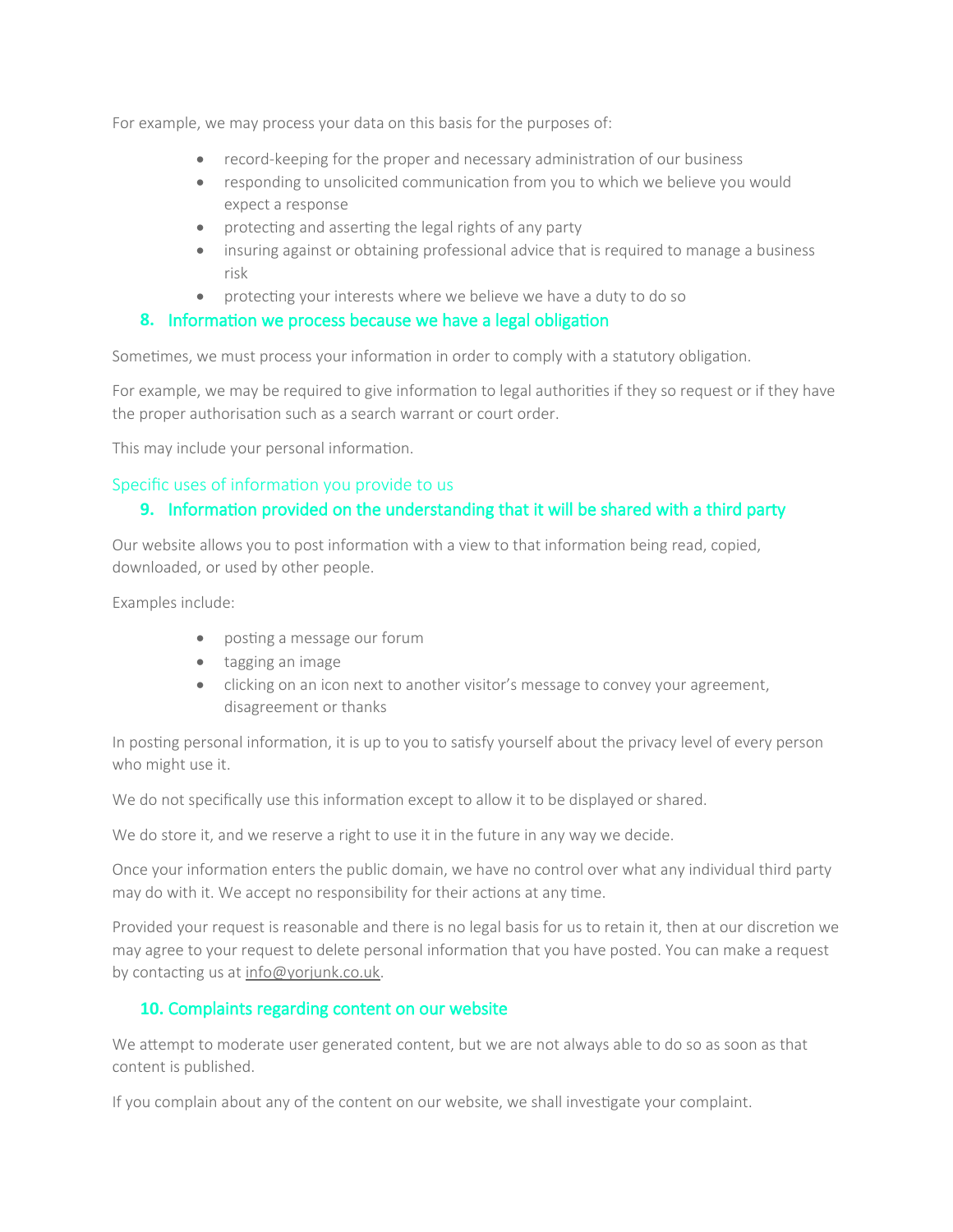For example, we may process your data on this basis for the purposes of:

- record-keeping for the proper and necessary administration of our business
- responding to unsolicited communication from you to which we believe you would expect a response
- protecting and asserting the legal rights of any party
- insuring against or obtaining professional advice that is required to manage a business risk
- protecting your interests where we believe we have a duty to do so

## 8. Information we process because we have a legal obligation

Sometimes, we must process your information in order to comply with a statutory obligation.

For example, we may be required to give information to legal authorities if they so request or if they have the proper authorisation such as a search warrant or court order.

This may include your personal information.

# Specific uses of information you provide to us

## 9. Information provided on the understanding that it will be shared with a third party

Our website allows you to post information with a view to that information being read, copied, downloaded, or used by other people.

Examples include:

- posting a message our forum
- tagging an image
- clicking on an icon next to another visitor's message to convey your agreement, disagreement or thanks

In posting personal information, it is up to you to satisfy yourself about the privacy level of every person who might use it.

We do not specifically use this information except to allow it to be displayed or shared.

We do store it, and we reserve a right to use it in the future in any way we decide.

Once your information enters the public domain, we have no control over what any individual third party may do with it. We accept no responsibility for their actions at any time.

Provided your request is reasonable and there is no legal basis for us to retain it, then at our discretion we may agree to your request to delete personal information that you have posted. You can make a request by contacting us at info@yorjunk.co.uk.

## 10. Complaints regarding content on our website

We attempt to moderate user generated content, but we are not always able to do so as soon as that content is published.

If you complain about any of the content on our website, we shall investigate your complaint.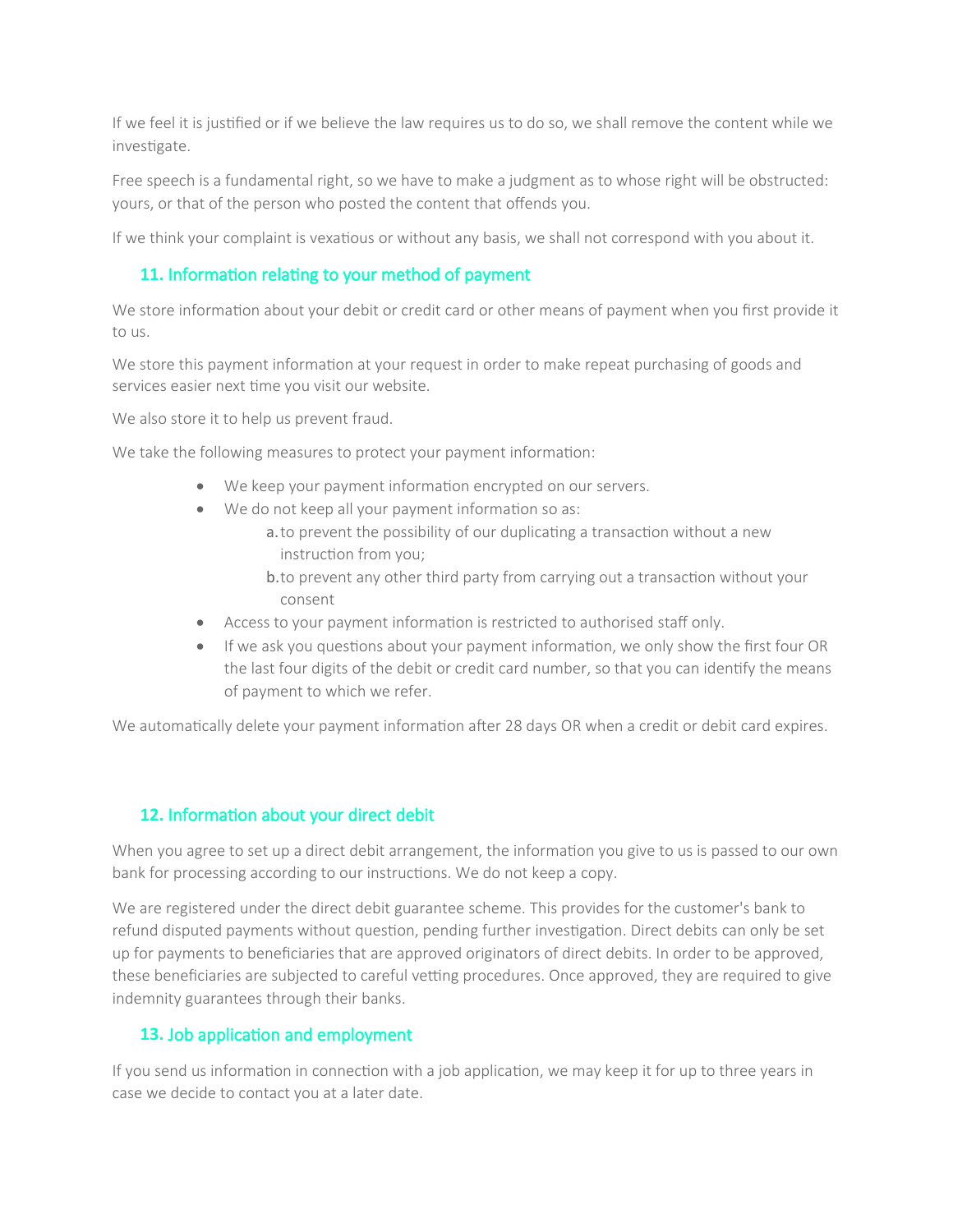If we feel it is justified or if we believe the law requires us to do so, we shall remove the content while we investigate.

Free speech is a fundamental right, so we have to make a judgment as to whose right will be obstructed: yours, or that of the person who posted the content that offends you.

If we think your complaint is vexatious or without any basis, we shall not correspond with you about it.

## 11. Information relating to your method of payment

We store information about your debit or credit card or other means of payment when you first provide it to us.

We store this payment information at your request in order to make repeat purchasing of goods and services easier next time you visit our website.

We also store it to help us prevent fraud.

We take the following measures to protect your payment information:

- We keep your payment information encrypted on our servers.
- We do not keep all your payment information so as:
    a. to prevent the possibility of our duplicating a transaction without a new instruction from you;
    b. to prevent any other third party from carrying out a transaction without your consent
- Access to your payment information is restricted to authorised staff only.
- If we ask you questions about your payment information, we only show the first four OR the last four digits of the debit or credit card number, so that you can identify the means of payment to which we refer.

We automatically delete your payment information after 28 days OR when a credit or debit card expires.

## 12. Information about your direct debit

When you agree to set up a direct debit arrangement, the information you give to us is passed to our own bank for processing according to our instructions. We do not keep a copy.

We are registered under the direct debit guarantee scheme. This provides for the customer's bank to refund disputed payments without question, pending further investigation. Direct debits can only be set up for payments to beneficiaries that are approved originators of direct debits. In order to be approved, these beneficiaries are subjected to careful vetting procedures. Once approved, they are required to give indemnity guarantees through their banks.

## 13. Job application and employment

If you send us information in connection with a job application, we may keep it for up to three years in case we decide to contact you at a later date.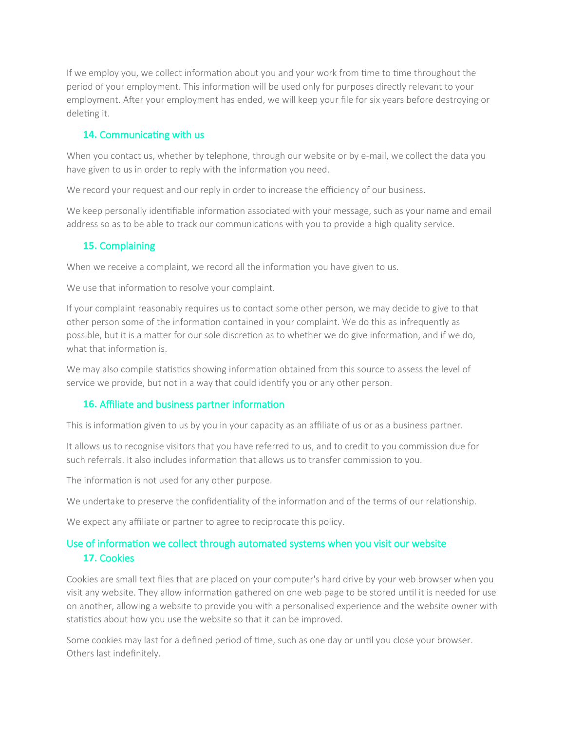If we employ you, we collect information about you and your work from time to time throughout the period of your employment. This information will be used only for purposes directly relevant to your employment. After your employment has ended, we will keep your file for six years before destroying or deleting it.

### 14. Communicating with us

When you contact us, whether by telephone, through our website or by e-mail, we collect the data you have given to us in order to reply with the information you need.

We record your request and our reply in order to increase the efficiency of our business.

We keep personally identifiable information associated with your message, such as your name and email address so as to be able to track our communications with you to provide a high quality service.

### 15. Complaining

When we receive a complaint, we record all the information you have given to us.

We use that information to resolve your complaint.

If your complaint reasonably requires us to contact some other person, we may decide to give to that other person some of the information contained in your complaint. We do this as infrequently as possible, but it is a matter for our sole discretion as to whether we do give information, and if we do, what that information is.

We may also compile statistics showing information obtained from this source to assess the level of service we provide, but not in a way that could identify you or any other person.

### 16. Affiliate and business partner information

This is information given to us by you in your capacity as an affiliate of us or as a business partner.

It allows us to recognise visitors that you have referred to us, and to credit to you commission due for such referrals. It also includes information that allows us to transfer commission to you.

The information is not used for any other purpose.

We undertake to preserve the confidentiality of the information and of the terms of our relationship.

We expect any affiliate or partner to agree to reciprocate this policy.

## Use of information we collect through automated systems when you visit our website

### 17. Cookies

Cookies are small text files that are placed on your computer's hard drive by your web browser when you visit any website. They allow information gathered on one web page to be stored until it is needed for use on another, allowing a website to provide you with a personalised experience and the website owner with statistics about how you use the website so that it can be improved.

Some cookies may last for a defined period of time, such as one day or until you close your browser. Others last indefinitely.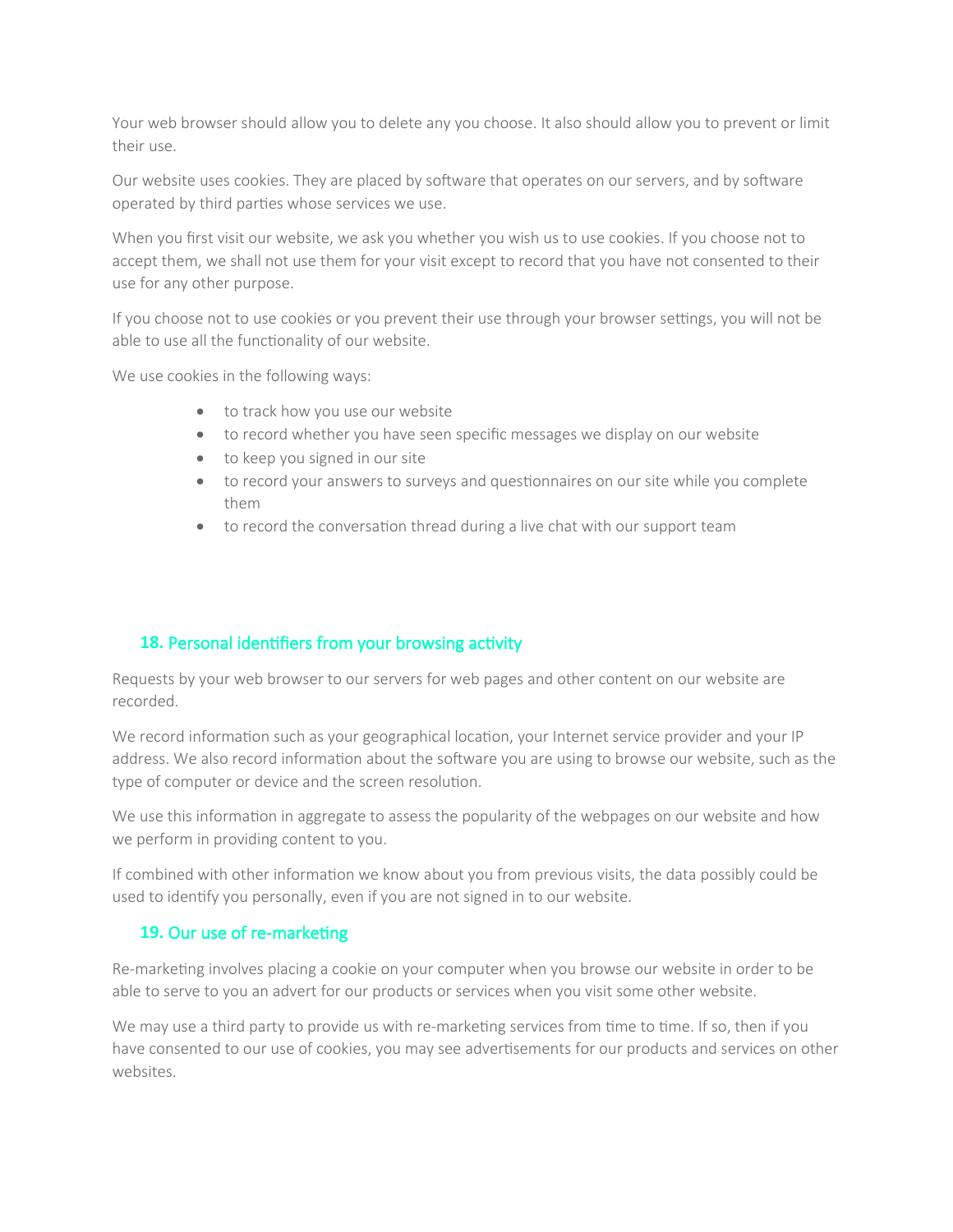Your web browser should allow you to delete any you choose. It also should allow you to prevent or limit their use.

Our website uses cookies. They are placed by software that operates on our servers, and by software operated by third parties whose services we use.

When you first visit our website, we ask you whether you wish us to use cookies. If you choose not to accept them, we shall not use them for your visit except to record that you have not consented to their use for any other purpose.

If you choose not to use cookies or you prevent their use through your browser settings, you will not be able to use all the functionality of our website.

We use cookies in the following ways:

- to track how you use our website
- to record whether you have seen specific messages we display on our website
- to keep you signed in our site
- to record your answers to surveys and questionnaires on our site while you complete them
- to record the conversation thread during a live chat with our support team

## 18. Personal identifiers from your browsing activity

Requests by your web browser to our servers for web pages and other content on our website are recorded.

We record information such as your geographical location, your Internet service provider and your IP address. We also record information about the software you are using to browse our website, such as the type of computer or device and the screen resolution.

We use this information in aggregate to assess the popularity of the webpages on our website and how we perform in providing content to you.

If combined with other information we know about you from previous visits, the data possibly could be used to identify you personally, even if you are not signed in to our website.

## 19. Our use of re-marketing

Re-marketing involves placing a cookie on your computer when you browse our website in order to be able to serve to you an advert for our products or services when you visit some other website.

We may use a third party to provide us with re-marketing services from time to time. If so, then if you have consented to our use of cookies, you may see advertisements for our products and services on other websites.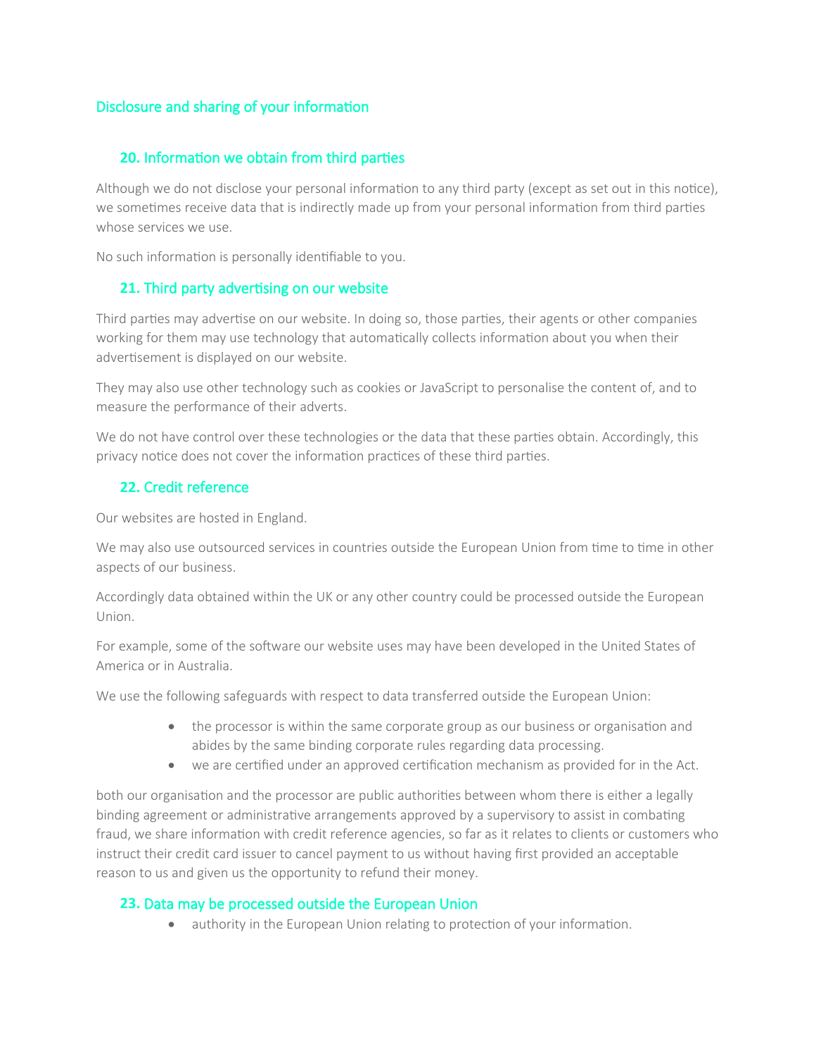## Disclosure and sharing of your information

### 20. Information we obtain from third parties

Although we do not disclose your personal information to any third party (except as set out in this notice), we sometimes receive data that is indirectly made up from your personal information from third parties whose services we use.

No such information is personally identifiable to you.

### 21. Third party advertising on our website

Third parties may advertise on our website. In doing so, those parties, their agents or other companies working for them may use technology that automatically collects information about you when their advertisement is displayed on our website.

They may also use other technology such as cookies or JavaScript to personalise the content of, and to measure the performance of their adverts.

We do not have control over these technologies or the data that these parties obtain. Accordingly, this privacy notice does not cover the information practices of these third parties.

### 22. Credit reference

Our websites are hosted in England.

We may also use outsourced services in countries outside the European Union from time to time in other aspects of our business.

Accordingly data obtained within the UK or any other country could be processed outside the European Union.

For example, some of the software our website uses may have been developed in the United States of America or in Australia.

We use the following safeguards with respect to data transferred outside the European Union:

- the processor is within the same corporate group as our business or organisation and abides by the same binding corporate rules regarding data processing.
- we are certified under an approved certification mechanism as provided for in the Act.

both our organisation and the processor are public authorities between whom there is either a legally binding agreement or administrative arrangements approved by a supervisory to assist in combating fraud, we share information with credit reference agencies, so far as it relates to clients or customers who instruct their credit card issuer to cancel payment to us without having first provided an acceptable reason to us and given us the opportunity to refund their money.

### 23. Data may be processed outside the European Union

- authority in the European Union relating to protection of your information.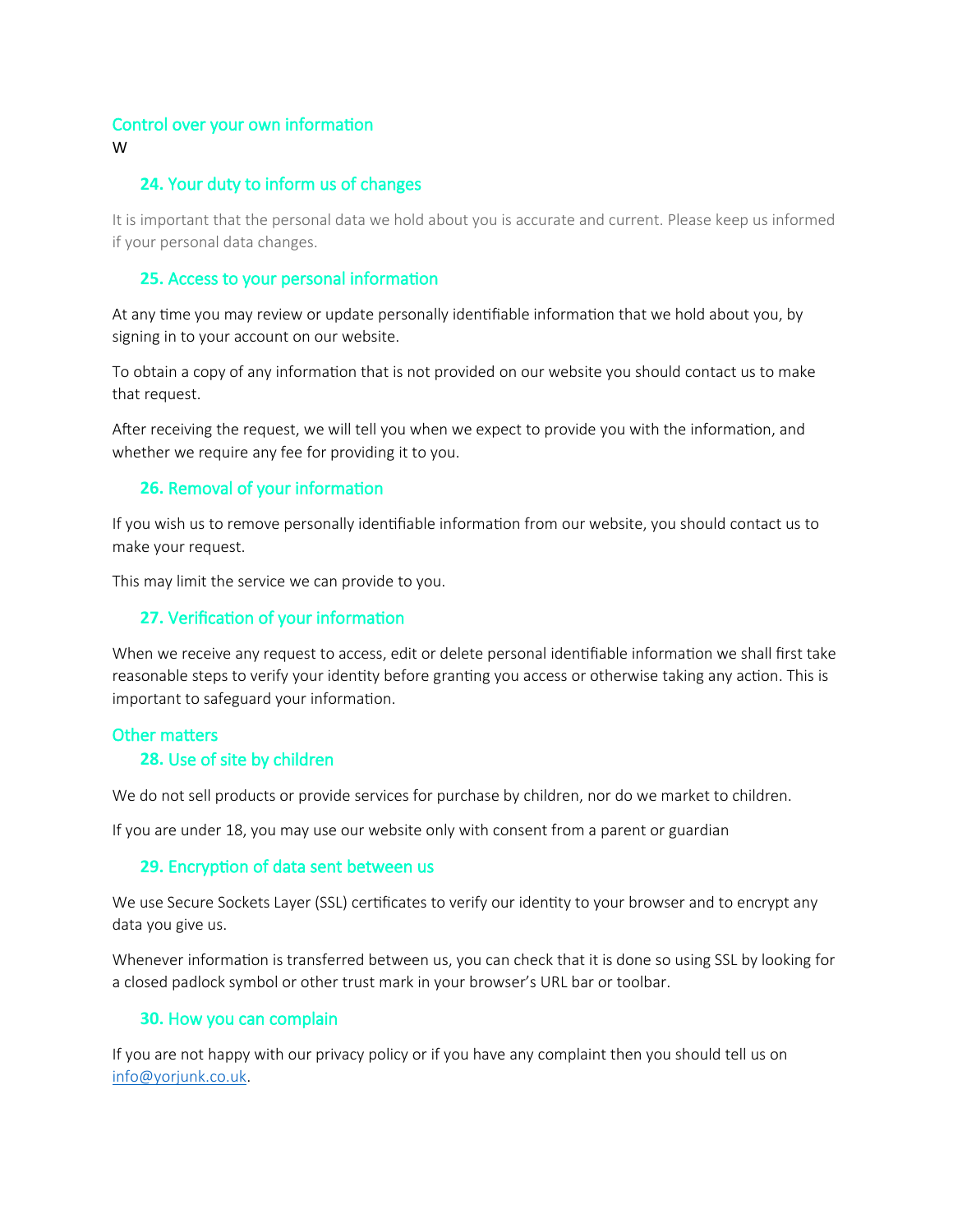## Control over your own information

W

### 24. Your duty to inform us of changes

It is important that the personal data we hold about you is accurate and current. Please keep us informed if your personal data changes.

### 25. Access to your personal information

At any time you may review or update personally identifiable information that we hold about you, by signing in to your account on our website.

To obtain a copy of any information that is not provided on our website you should contact us to make that request.

After receiving the request, we will tell you when we expect to provide you with the information, and whether we require any fee for providing it to you.

### 26. Removal of your information

If you wish us to remove personally identifiable information from our website, you should contact us to make your request.

This may limit the service we can provide to you.

### 27. Verification of your information

When we receive any request to access, edit or delete personal identifiable information we shall first take reasonable steps to verify your identity before granting you access or otherwise taking any action. This is important to safeguard your information.

## Other matters

### 28. Use of site by children

We do not sell products or provide services for purchase by children, nor do we market to children.

If you are under 18, you may use our website only with consent from a parent or guardian

### 29. Encryption of data sent between us

We use Secure Sockets Layer (SSL) certificates to verify our identity to your browser and to encrypt any data you give us.

Whenever information is transferred between us, you can check that it is done so using SSL by looking for a closed padlock symbol or other trust mark in your browser's URL bar or toolbar.

### 30. How you can complain

If you are not happy with our privacy policy or if you have any complaint then you should tell us on info@yorjunk.co.uk.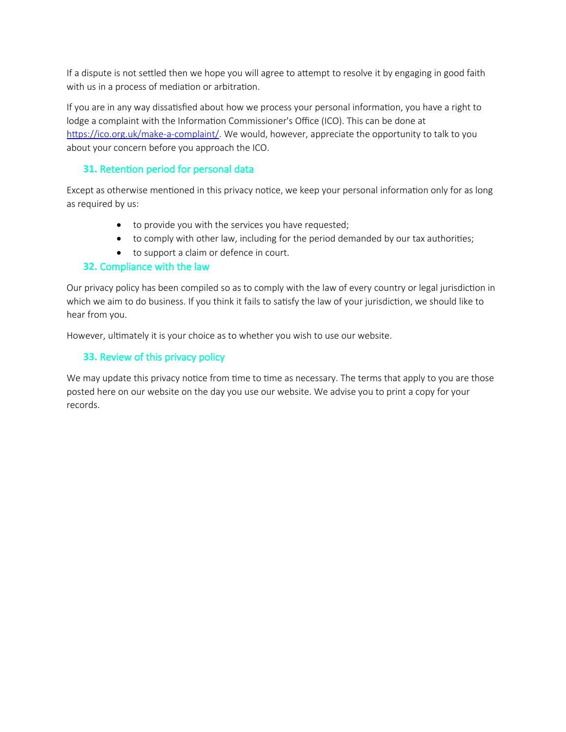If a dispute is not settled then we hope you will agree to attempt to resolve it by engaging in good faith with us in a process of mediation or arbitration.

If you are in any way dissatisfied about how we process your personal information, you have a right to lodge a complaint with the Information Commissioner's Office (ICO). This can be done at [https://ico.org.uk/make-a-complaint/](https://ico.org.uk/make-a-complaint/). We would, however, appreciate the opportunity to talk to you about your concern before you approach the ICO.

## 31. Retention period for personal data

Except as otherwise mentioned in this privacy notice, we keep your personal information only for as long as required by us:

- to provide you with the services you have requested;
- to comply with other law, including for the period demanded by our tax authorities;
- to support a claim or defence in court.

## 32. Compliance with the law

Our privacy policy has been compiled so as to comply with the law of every country or legal jurisdiction in which we aim to do business. If you think it fails to satisfy the law of your jurisdiction, we should like to hear from you.

However, ultimately it is your choice as to whether you wish to use our website.

## 33. Review of this privacy policy

We may update this privacy notice from time to time as necessary. The terms that apply to you are those posted here on our website on the day you use our website. We advise you to print a copy for your records.